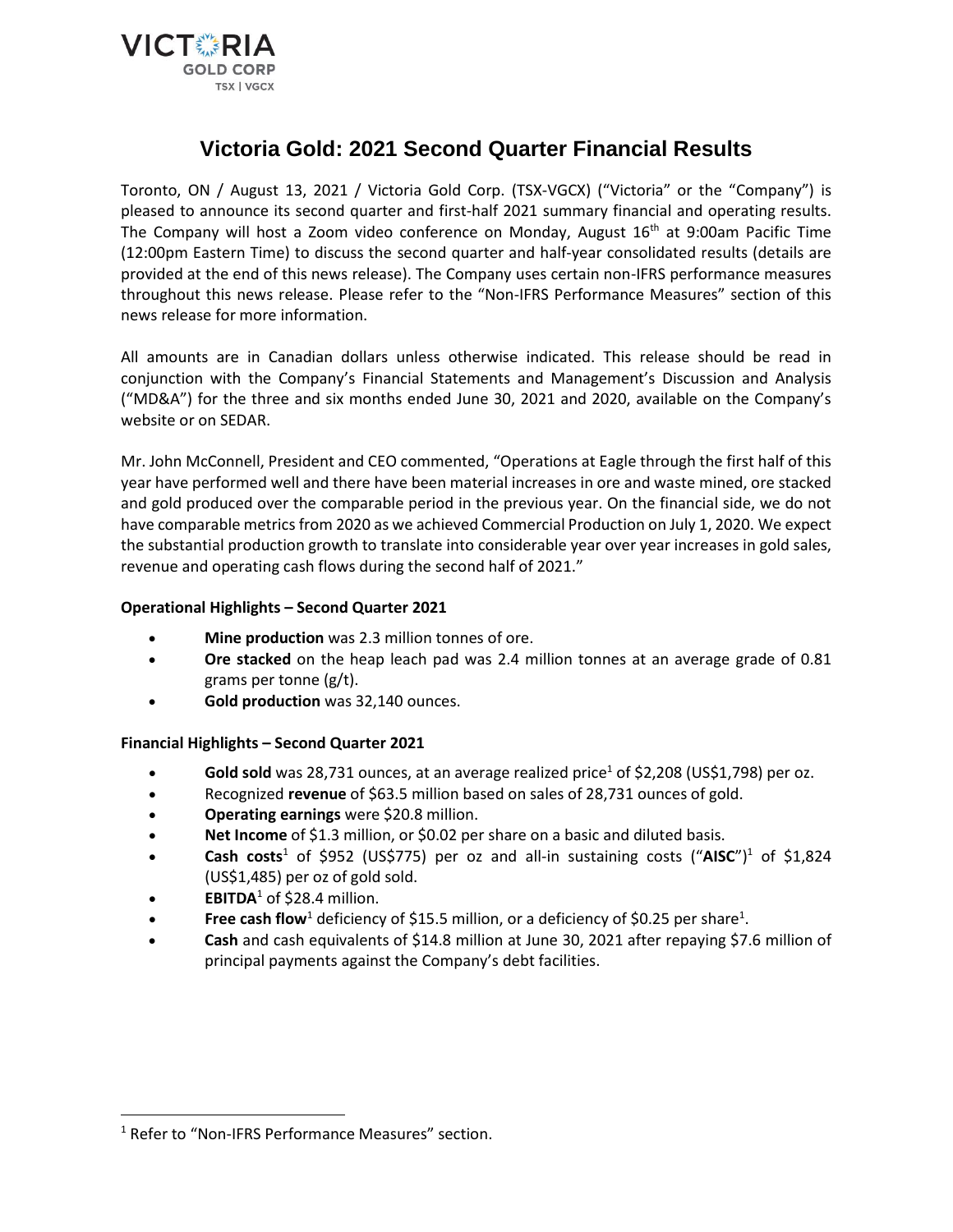VICTORIA GOLD CORP
TSX | VGCX

# Victoria Gold: 2021 Second Quarter Financial Results

Toronto, ON / August 13, 2021 / Victoria Gold Corp. (TSX-VGCX) ("Victoria" or the "Company") is pleased to announce its second quarter and first-half 2021 summary financial and operating results. The Company will host a Zoom video conference on Monday, August 16th at 9:00am Pacific Time (12:00pm Eastern Time) to discuss the second quarter and half-year consolidated results (details are provided at the end of this news release). The Company uses certain non-IFRS performance measures throughout this news release. Please refer to the "Non-IFRS Performance Measures" section of this news release for more information.

All amounts are in Canadian dollars unless otherwise indicated. This release should be read in conjunction with the Company's Financial Statements and Management's Discussion and Analysis ("MD&A") for the three and six months ended June 30, 2021 and 2020, available on the Company's website or on SEDAR.

Mr. John McConnell, President and CEO commented, "Operations at Eagle through the first half of this year have performed well and there have been material increases in ore and waste mined, ore stacked and gold produced over the comparable period in the previous year. On the financial side, we do not have comparable metrics from 2020 as we achieved Commercial Production on July 1, 2020. We expect the substantial production growth to translate into considerable year over year increases in gold sales, revenue and operating cash flows during the second half of 2021."

**Operational Highlights – Second Quarter 2021**

- **Mine production** was 2.3 million tonnes of ore.
- **Ore stacked** on the heap leach pad was 2.4 million tonnes at an average grade of 0.81 grams per tonne (g/t).
- **Gold production** was 32,140 ounces.

**Financial Highlights – Second Quarter 2021**

- **Gold sold** was 28,731 ounces, at an average realized price[1] of $2,208 (US$1,798) per oz.
- Recognized **revenue** of $63.5 million based on sales of 28,731 ounces of gold.
- **Operating earnings** were $20.8 million.
- **Net Income** of $1.3 million, or $0.02 per share on a basic and diluted basis.
- **Cash costs**[1] of $952 (US$775) per oz and all-in sustaining costs ("**AISC**")[1] of $1,824 (US$1,485) per oz of gold sold.
- **EBITDA**[1] of $28.4 million.
- **Free cash flow**[1] deficiency of $15.5 million, or a deficiency of $0.25 per share[1].
- **Cash** and cash equivalents of $14.8 million at June 30, 2021 after repaying $7.6 million of principal payments against the Company's debt facilities.

[1] Refer to "Non-IFRS Performance Measures" section.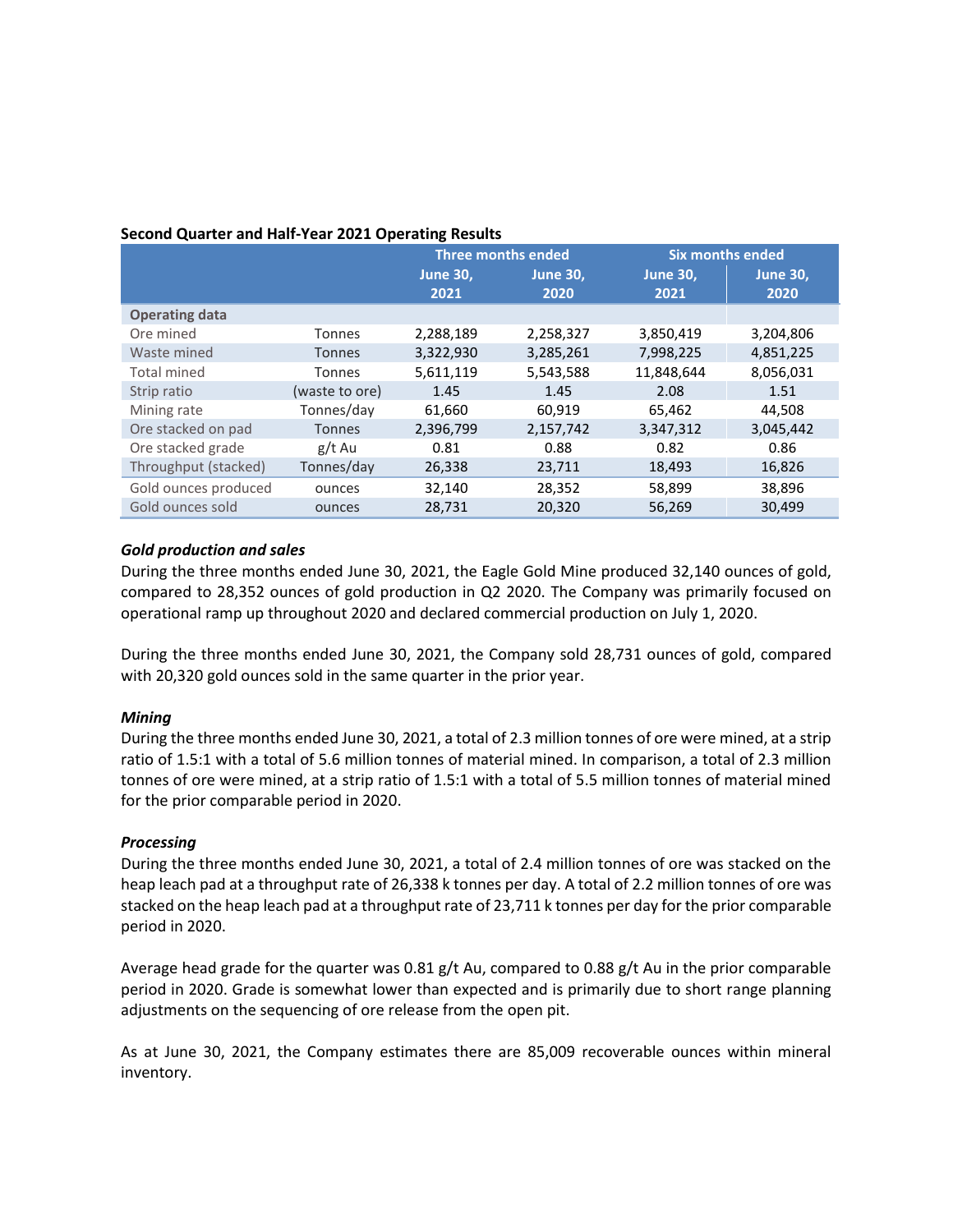**Second Quarter and Half-Year 2021 Operating Results**

| | | Three months ended | | Six months ended | |
|---|---|---|---|---|---|
| | | June 30, 2021 | June 30, 2020 | June 30, 2021 | June 30, 2020 |
| **Operating data** | | | | | |
| Ore mined | Tonnes | 2,288,189 | 2,258,327 | 3,850,419 | 3,204,806 |
| Waste mined | Tonnes | 3,322,930 | 3,285,261 | 7,998,225 | 4,851,225 |
| Total mined | Tonnes | 5,611,119 | 5,543,588 | 11,848,644 | 8,056,031 |
| Strip ratio | (waste to ore) | 1.45 | 1.45 | 2.08 | 1.51 |
| Mining rate | Tonnes/day | 61,660 | 60,919 | 65,462 | 44,508 |
| Ore stacked on pad | Tonnes | 2,396,799 | 2,157,742 | 3,347,312 | 3,045,442 |
| Ore stacked grade | g/t Au | 0.81 | 0.88 | 0.82 | 0.86 |
| Throughput (stacked) | Tonnes/day | 26,338 | 23,711 | 18,493 | 16,826 |
| Gold ounces produced | ounces | 32,140 | 28,352 | 58,899 | 38,896 |
| Gold ounces sold | ounces | 28,731 | 20,320 | 56,269 | 30,499 |

***Gold production and sales***

During the three months ended June 30, 2021, the Eagle Gold Mine produced 32,140 ounces of gold, compared to 28,352 ounces of gold production in Q2 2020. The Company was primarily focused on operational ramp up throughout 2020 and declared commercial production on July 1, 2020.

During the three months ended June 30, 2021, the Company sold 28,731 ounces of gold, compared with 20,320 gold ounces sold in the same quarter in the prior year.

***Mining***

During the three months ended June 30, 2021, a total of 2.3 million tonnes of ore were mined, at a strip ratio of 1.5:1 with a total of 5.6 million tonnes of material mined. In comparison, a total of 2.3 million tonnes of ore were mined, at a strip ratio of 1.5:1 with a total of 5.5 million tonnes of material mined for the prior comparable period in 2020.

***Processing***

During the three months ended June 30, 2021, a total of 2.4 million tonnes of ore was stacked on the heap leach pad at a throughput rate of 26,338 k tonnes per day. A total of 2.2 million tonnes of ore was stacked on the heap leach pad at a throughput rate of 23,711 k tonnes per day for the prior comparable period in 2020.

Average head grade for the quarter was 0.81 g/t Au, compared to 0.88 g/t Au in the prior comparable period in 2020. Grade is somewhat lower than expected and is primarily due to short range planning adjustments on the sequencing of ore release from the open pit.

As at June 30, 2021, the Company estimates there are 85,009 recoverable ounces within mineral inventory.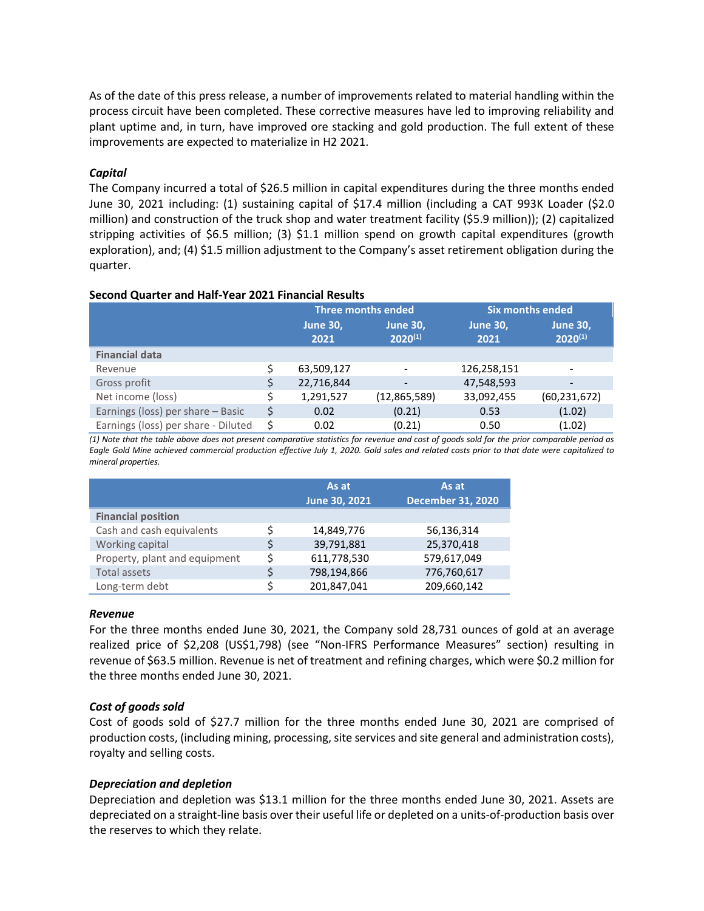As of the date of this press release, a number of improvements related to material handling within the process circuit have been completed. These corrective measures have led to improving reliability and plant uptime and, in turn, have improved ore stacking and gold production. The full extent of these improvements are expected to materialize in H2 2021.

***Capital***

The Company incurred a total of $26.5 million in capital expenditures during the three months ended June 30, 2021 including: (1) sustaining capital of $17.4 million (including a CAT 993K Loader ($2.0 million) and construction of the truck shop and water treatment facility ($5.9 million)); (2) capitalized stripping activities of $6.5 million; (3) $1.1 million spend on growth capital expenditures (growth exploration), and; (4) $1.5 million adjustment to the Company's asset retirement obligation during the quarter.

**Second Quarter and Half-Year 2021 Financial Results**

| | | Three months ended | | Six months ended | |
|---|---|---|---|---|---|
| | | June 30, 2021 | June 30, 2020[(1)] | June 30, 2021 | June 30, 2020[(1)] |
| **Financial data** | | | | | |
| Revenue | $ | 63,509,127 | - | 126,258,151 | - |
| Gross profit | $ | 22,716,844 | - | 47,548,593 | - |
| Net income (loss) | $ | 1,291,527 | (12,865,589) | 33,092,455 | (60,231,672) |
| Earnings (loss) per share – Basic | $ | 0.02 | (0.21) | 0.53 | (1.02) |
| Earnings (loss) per share - Diluted | $ | 0.02 | (0.21) | 0.50 | (1.02) |

*(1) Note that the table above does not present comparative statistics for revenue and cost of goods sold for the prior comparable period as Eagle Gold Mine achieved commercial production effective July 1, 2020. Gold sales and related costs prior to that date were capitalized to mineral properties.*

| | | As at June 30, 2021 | As at December 31, 2020 |
|---|---|---|---|
| **Financial position** | | | |
| Cash and cash equivalents | $ | 14,849,776 | 56,136,314 |
| Working capital | $ | 39,791,881 | 25,370,418 |
| Property, plant and equipment | $ | 611,778,530 | 579,617,049 |
| Total assets | $ | 798,194,866 | 776,760,617 |
| Long-term debt | $ | 201,847,041 | 209,660,142 |

***Revenue***

For the three months ended June 30, 2021, the Company sold 28,731 ounces of gold at an average realized price of $2,208 (US$1,798) (see "Non-IFRS Performance Measures" section) resulting in revenue of $63.5 million. Revenue is net of treatment and refining charges, which were $0.2 million for the three months ended June 30, 2021.

***Cost of goods sold***

Cost of goods sold of $27.7 million for the three months ended June 30, 2021 are comprised of production costs, (including mining, processing, site services and site general and administration costs), royalty and selling costs.

***Depreciation and depletion***

Depreciation and depletion was $13.1 million for the three months ended June 30, 2021. Assets are depreciated on a straight-line basis over their useful life or depleted on a units-of-production basis over the reserves to which they relate.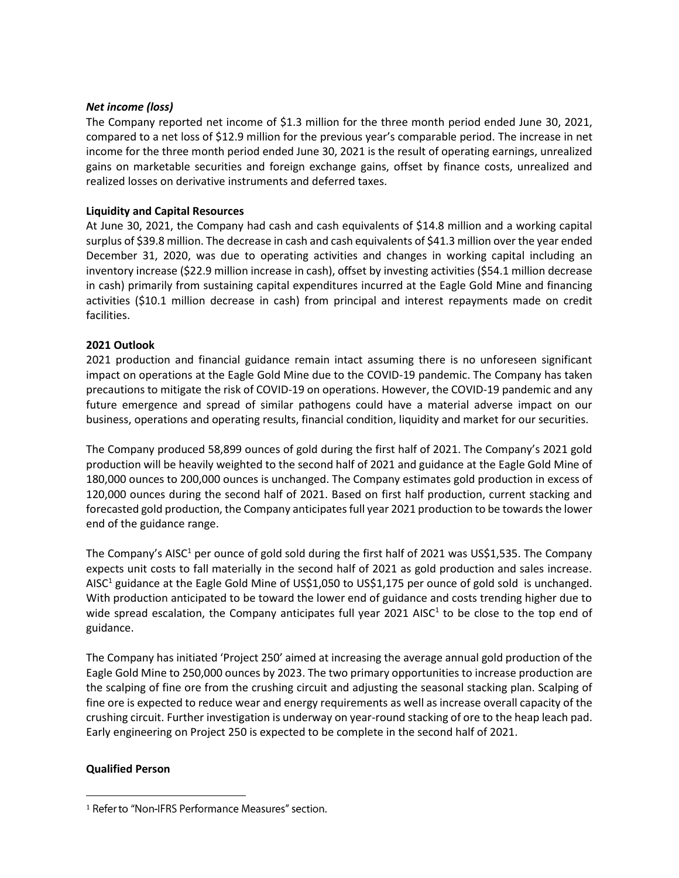### *Net income (loss)*

The Company reported net income of $1.3 million for the three month period ended June 30, 2021, compared to a net loss of $12.9 million for the previous year's comparable period. The increase in net income for the three month period ended June 30, 2021 is the result of operating earnings, unrealized gains on marketable securities and foreign exchange gains, offset by finance costs, unrealized and realized losses on derivative instruments and deferred taxes.

## Liquidity and Capital Resources

At June 30, 2021, the Company had cash and cash equivalents of $14.8 million and a working capital surplus of $39.8 million. The decrease in cash and cash equivalents of $41.3 million over the year ended December 31, 2020, was due to operating activities and changes in working capital including an inventory increase ($22.9 million increase in cash), offset by investing activities ($54.1 million decrease in cash) primarily from sustaining capital expenditures incurred at the Eagle Gold Mine and financing activities ($10.1 million decrease in cash) from principal and interest repayments made on credit facilities.

## 2021 Outlook

2021 production and financial guidance remain intact assuming there is no unforeseen significant impact on operations at the Eagle Gold Mine due to the COVID-19 pandemic. The Company has taken precautions to mitigate the risk of COVID-19 on operations. However, the COVID-19 pandemic and any future emergence and spread of similar pathogens could have a material adverse impact on our business, operations and operating results, financial condition, liquidity and market for our securities.

The Company produced 58,899 ounces of gold during the first half of 2021. The Company's 2021 gold production will be heavily weighted to the second half of 2021 and guidance at the Eagle Gold Mine of 180,000 ounces to 200,000 ounces is unchanged. The Company estimates gold production in excess of 120,000 ounces during the second half of 2021. Based on first half production, current stacking and forecasted gold production, the Company anticipates full year 2021 production to be towards the lower end of the guidance range.

The Company's AISC[1] per ounce of gold sold during the first half of 2021 was US$1,535. The Company expects unit costs to fall materially in the second half of 2021 as gold production and sales increase. AISC[1] guidance at the Eagle Gold Mine of US$1,050 to US$1,175 per ounce of gold sold is unchanged. With production anticipated to be toward the lower end of guidance and costs trending higher due to wide spread escalation, the Company anticipates full year 2021 AISC[1] to be close to the top end of guidance.

The Company has initiated 'Project 250' aimed at increasing the average annual gold production of the Eagle Gold Mine to 250,000 ounces by 2023. The two primary opportunities to increase production are the scalping of fine ore from the crushing circuit and adjusting the seasonal stacking plan. Scalping of fine ore is expected to reduce wear and energy requirements as well as increase overall capacity of the crushing circuit. Further investigation is underway on year-round stacking of ore to the heap leach pad. Early engineering on Project 250 is expected to be complete in the second half of 2021.

## Qualified Person

---

[1] Refer to "Non-IFRS Performance Measures" section.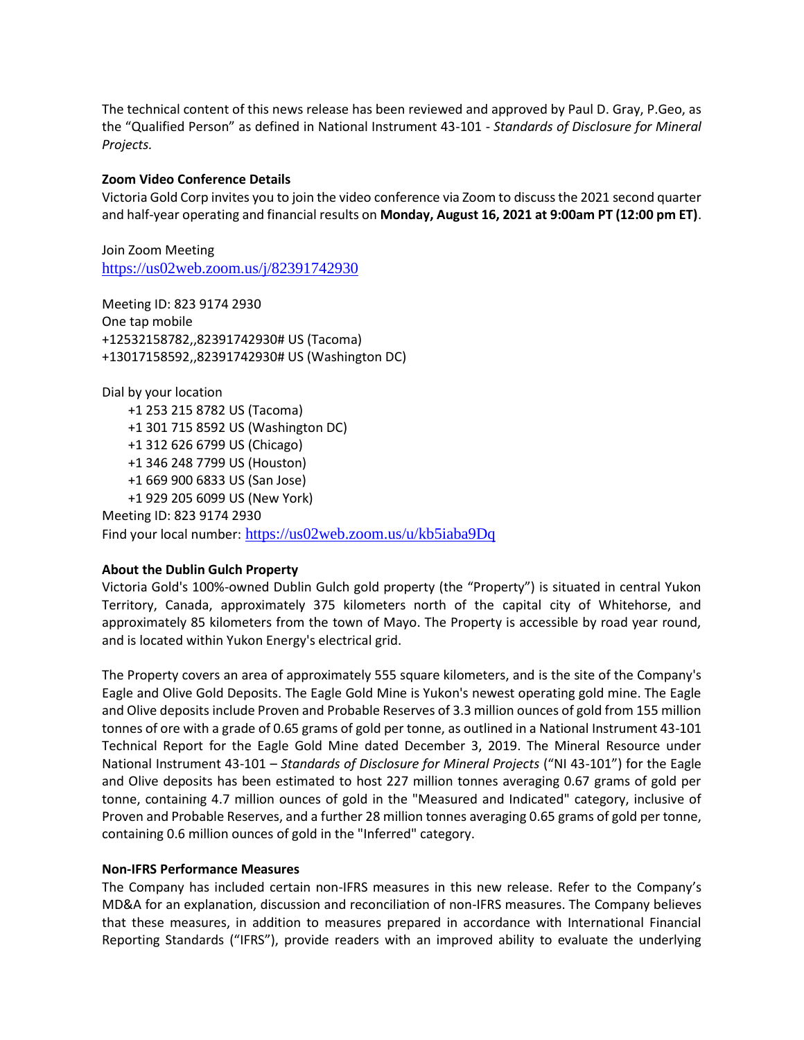The technical content of this news release has been reviewed and approved by Paul D. Gray, P.Geo, as the "Qualified Person" as defined in National Instrument 43-101 - *Standards of Disclosure for Mineral Projects.*

**Zoom Video Conference Details**

Victoria Gold Corp invites you to join the video conference via Zoom to discuss the 2021 second quarter and half-year operating and financial results on **Monday, August 16, 2021 at 9:00am PT (12:00 pm ET)**.

Join Zoom Meeting
https://us02web.zoom.us/j/82391742930

Meeting ID: 823 9174 2930
One tap mobile
+12532158782,,82391742930# US (Tacoma)
+13017158592,,82391742930# US (Washington DC)

Dial by your location
+1 253 215 8782 US (Tacoma)
+1 301 715 8592 US (Washington DC)
+1 312 626 6799 US (Chicago)
+1 346 248 7799 US (Houston)
+1 669 900 6833 US (San Jose)
+1 929 205 6099 US (New York)
Meeting ID: 823 9174 2930
Find your local number: https://us02web.zoom.us/u/kb5iaba9Dq

**About the Dublin Gulch Property**

Victoria Gold's 100%-owned Dublin Gulch gold property (the "Property") is situated in central Yukon Territory, Canada, approximately 375 kilometers north of the capital city of Whitehorse, and approximately 85 kilometers from the town of Mayo. The Property is accessible by road year round, and is located within Yukon Energy's electrical grid.

The Property covers an area of approximately 555 square kilometers, and is the site of the Company's Eagle and Olive Gold Deposits. The Eagle Gold Mine is Yukon's newest operating gold mine. The Eagle and Olive deposits include Proven and Probable Reserves of 3.3 million ounces of gold from 155 million tonnes of ore with a grade of 0.65 grams of gold per tonne, as outlined in a National Instrument 43-101 Technical Report for the Eagle Gold Mine dated December 3, 2019. The Mineral Resource under National Instrument 43-101 – *Standards of Disclosure for Mineral Projects* ("NI 43-101") for the Eagle and Olive deposits has been estimated to host 227 million tonnes averaging 0.67 grams of gold per tonne, containing 4.7 million ounces of gold in the "Measured and Indicated" category, inclusive of Proven and Probable Reserves, and a further 28 million tonnes averaging 0.65 grams of gold per tonne, containing 0.6 million ounces of gold in the "Inferred" category.

**Non-IFRS Performance Measures**

The Company has included certain non-IFRS measures in this new release. Refer to the Company's MD&A for an explanation, discussion and reconciliation of non-IFRS measures. The Company believes that these measures, in addition to measures prepared in accordance with International Financial Reporting Standards ("IFRS"), provide readers with an improved ability to evaluate the underlying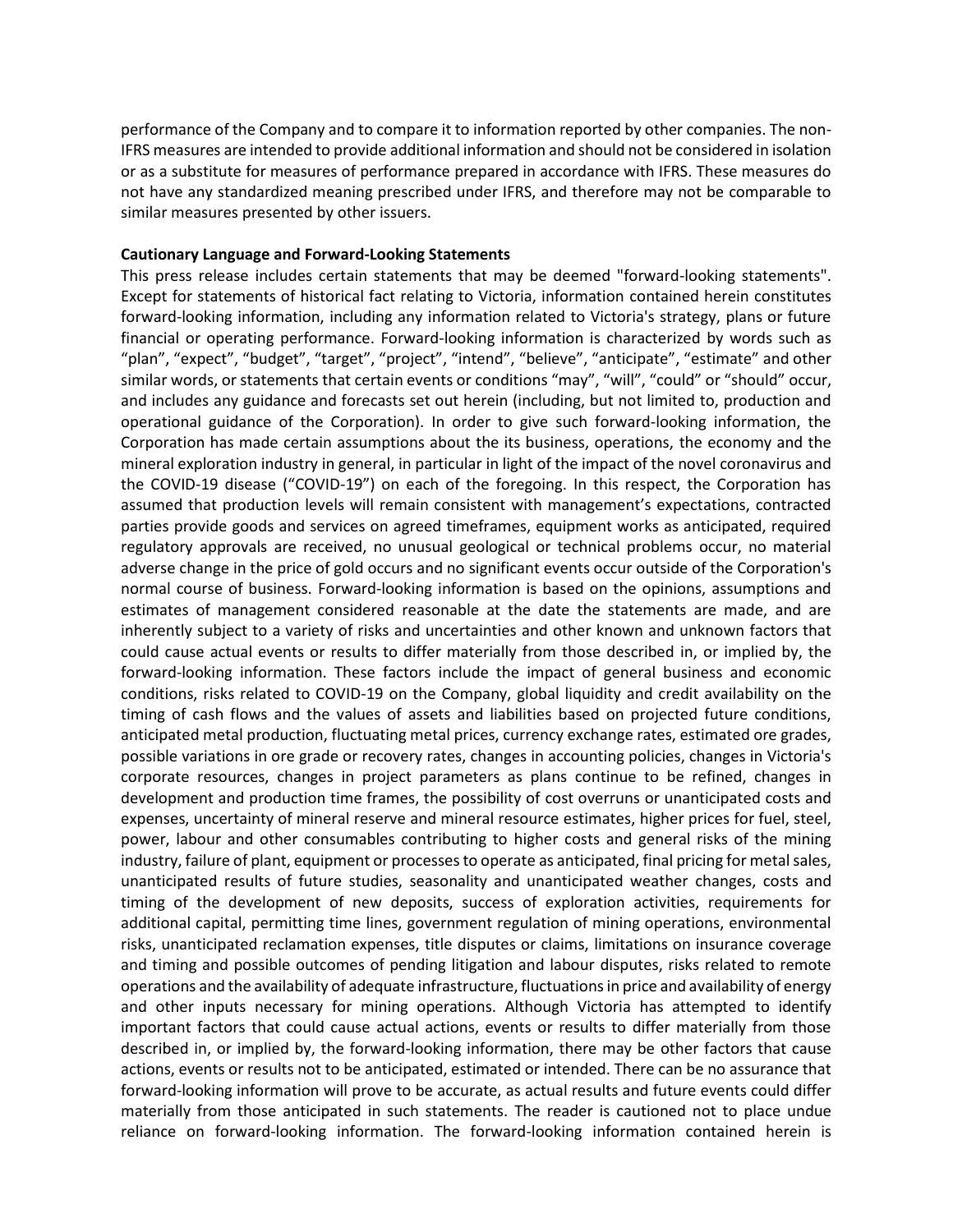performance of the Company and to compare it to information reported by other companies. The non-IFRS measures are intended to provide additional information and should not be considered in isolation or as a substitute for measures of performance prepared in accordance with IFRS. These measures do not have any standardized meaning prescribed under IFRS, and therefore may not be comparable to similar measures presented by other issuers.

**Cautionary Language and Forward-Looking Statements**

This press release includes certain statements that may be deemed "forward-looking statements". Except for statements of historical fact relating to Victoria, information contained herein constitutes forward-looking information, including any information related to Victoria's strategy, plans or future financial or operating performance. Forward-looking information is characterized by words such as "plan", "expect", "budget", "target", "project", "intend", "believe", "anticipate", "estimate" and other similar words, or statements that certain events or conditions "may", "will", "could" or "should" occur, and includes any guidance and forecasts set out herein (including, but not limited to, production and operational guidance of the Corporation). In order to give such forward-looking information, the Corporation has made certain assumptions about the its business, operations, the economy and the mineral exploration industry in general, in particular in light of the impact of the novel coronavirus and the COVID-19 disease ("COVID-19") on each of the foregoing. In this respect, the Corporation has assumed that production levels will remain consistent with management's expectations, contracted parties provide goods and services on agreed timeframes, equipment works as anticipated, required regulatory approvals are received, no unusual geological or technical problems occur, no material adverse change in the price of gold occurs and no significant events occur outside of the Corporation's normal course of business. Forward-looking information is based on the opinions, assumptions and estimates of management considered reasonable at the date the statements are made, and are inherently subject to a variety of risks and uncertainties and other known and unknown factors that could cause actual events or results to differ materially from those described in, or implied by, the forward-looking information. These factors include the impact of general business and economic conditions, risks related to COVID-19 on the Company, global liquidity and credit availability on the timing of cash flows and the values of assets and liabilities based on projected future conditions, anticipated metal production, fluctuating metal prices, currency exchange rates, estimated ore grades, possible variations in ore grade or recovery rates, changes in accounting policies, changes in Victoria's corporate resources, changes in project parameters as plans continue to be refined, changes in development and production time frames, the possibility of cost overruns or unanticipated costs and expenses, uncertainty of mineral reserve and mineral resource estimates, higher prices for fuel, steel, power, labour and other consumables contributing to higher costs and general risks of the mining industry, failure of plant, equipment or processes to operate as anticipated, final pricing for metal sales, unanticipated results of future studies, seasonality and unanticipated weather changes, costs and timing of the development of new deposits, success of exploration activities, requirements for additional capital, permitting time lines, government regulation of mining operations, environmental risks, unanticipated reclamation expenses, title disputes or claims, limitations on insurance coverage and timing and possible outcomes of pending litigation and labour disputes, risks related to remote operations and the availability of adequate infrastructure, fluctuations in price and availability of energy and other inputs necessary for mining operations. Although Victoria has attempted to identify important factors that could cause actual actions, events or results to differ materially from those described in, or implied by, the forward-looking information, there may be other factors that cause actions, events or results not to be anticipated, estimated or intended. There can be no assurance that forward-looking information will prove to be accurate, as actual results and future events could differ materially from those anticipated in such statements. The reader is cautioned not to place undue reliance on forward-looking information. The forward-looking information contained herein is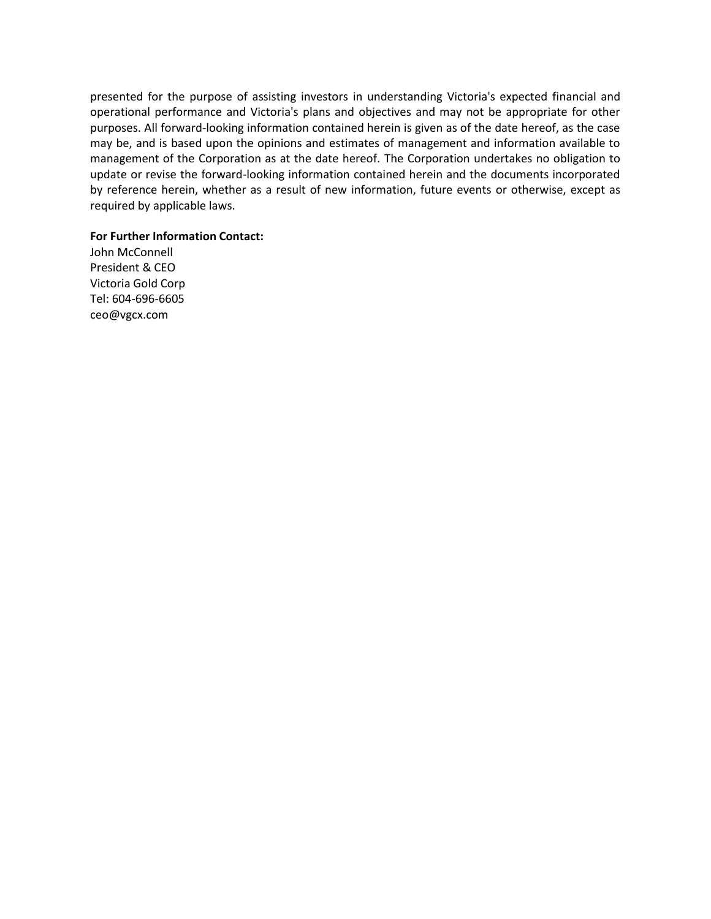presented for the purpose of assisting investors in understanding Victoria's expected financial and operational performance and Victoria's plans and objectives and may not be appropriate for other purposes. All forward-looking information contained herein is given as of the date hereof, as the case may be, and is based upon the opinions and estimates of management and information available to management of the Corporation as at the date hereof. The Corporation undertakes no obligation to update or revise the forward-looking information contained herein and the documents incorporated by reference herein, whether as a result of new information, future events or otherwise, except as required by applicable laws.

**For Further Information Contact:**
John McConnell
President & CEO
Victoria Gold Corp
Tel: 604-696-6605
ceo@vgcx.com